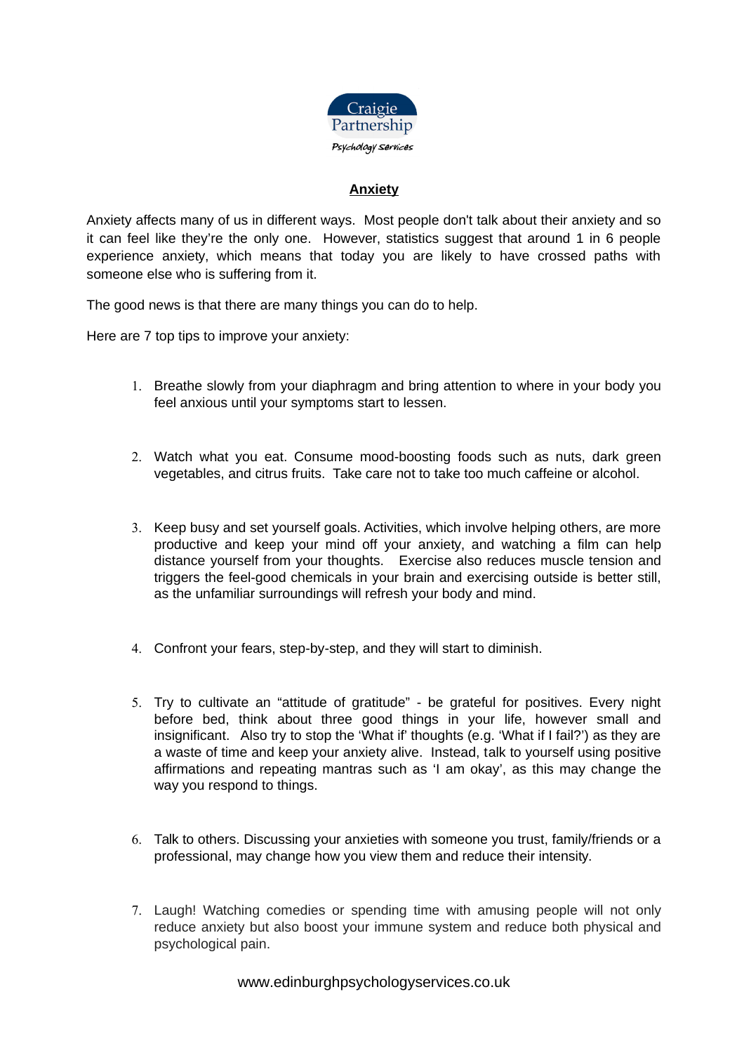Craigie Partnership

Psychology Services

# Anxiety

Anxiety affects many of us in different ways. Most people don't talk about their anxiety and so it can feel like they're the only one. However, statistics suggest that around 1 in 6 people experience anxiety, which means that today you are likely to have crossed paths with someone else who is suffering from it.

The good news is that there are many things you can do to help.

Here are 7 top tips to improve your anxiety:

1. Breathe slowly from your diaphragm and bring attention to where in your body you feel anxious until your symptoms start to lessen.

2. Watch what you eat. Consume mood-boosting foods such as nuts, dark green vegetables, and citrus fruits. Take care not to take too much caffeine or alcohol.

3. Keep busy and set yourself goals. Activities, which involve helping others, are more productive and keep your mind off your anxiety, and watching a film can help distance yourself from your thoughts. Exercise also reduces muscle tension and triggers the feel-good chemicals in your brain and exercising outside is better still, as the unfamiliar surroundings will refresh your body and mind.

4. Confront your fears, step-by-step, and they will start to diminish.

5. Try to cultivate an "attitude of gratitude" - be grateful for positives. Every night before bed, think about three good things in your life, however small and insignificant. Also try to stop the 'What if' thoughts (e.g. 'What if I fail?') as they are a waste of time and keep your anxiety alive. Instead, talk to yourself using positive affirmations and repeating mantras such as 'I am okay', as this may change the way you respond to things.

6. Talk to others. Discussing your anxieties with someone you trust, family/friends or a professional, may change how you view them and reduce their intensity.

7. Laugh! Watching comedies or spending time with amusing people will not only reduce anxiety but also boost your immune system and reduce both physical and psychological pain.

www.edinburghpsychologyservices.co.uk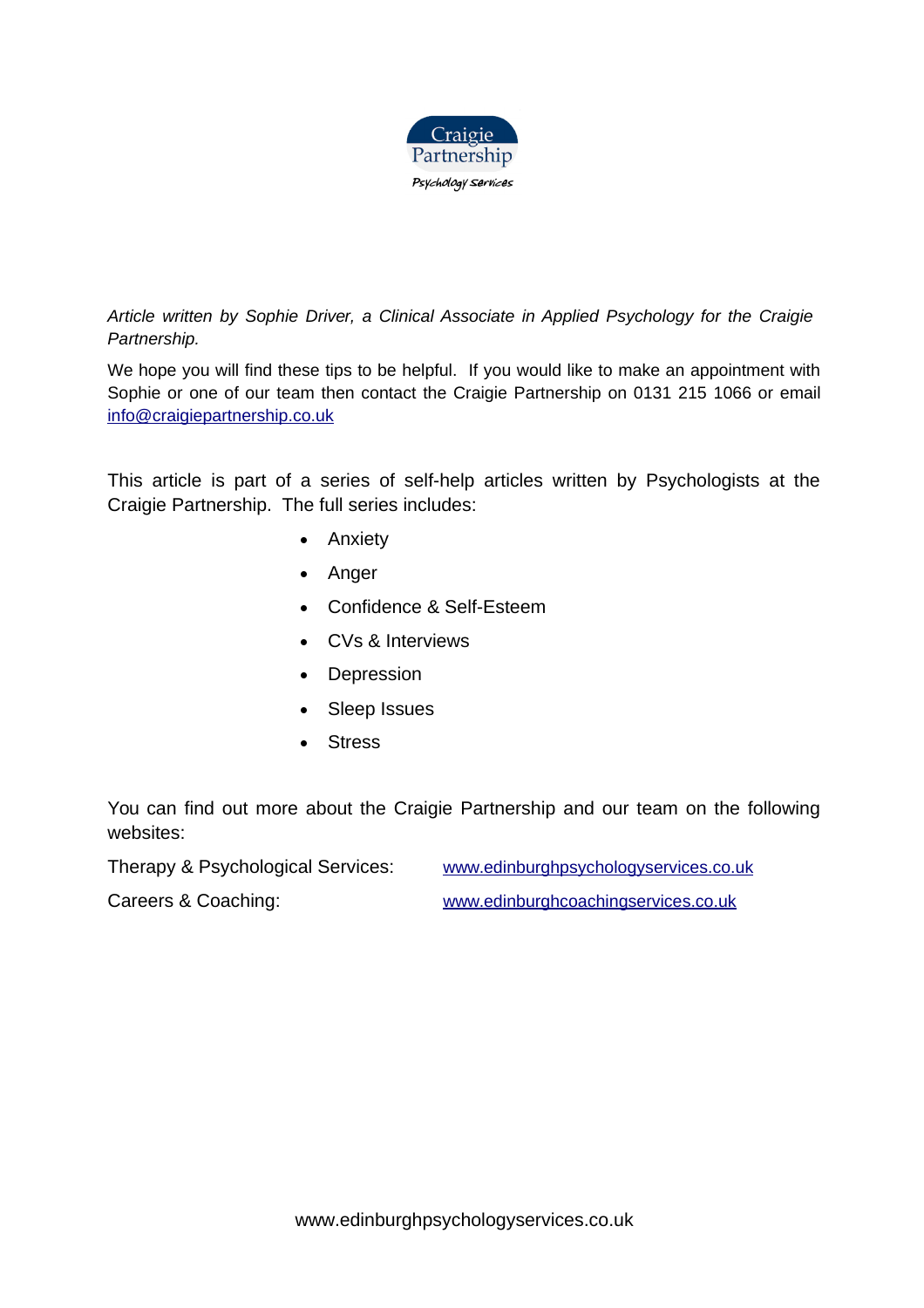*Article written by Sophie Driver, a Clinical Associate in Applied Psychology for the Craigie Partnership.*

We hope you will find these tips to be helpful. If you would like to make an appointment with Sophie or one of our team then contact the Craigie Partnership on 0131 215 1066 or email info@craigiepartnership.co.uk

This article is part of a series of self-help articles written by Psychologists at the Craigie Partnership. The full series includes:

- Anxiety
- Anger
- Confidence & Self-Esteem
- CVs & Interviews
- Depression
- Sleep Issues
- Stress

You can find out more about the Craigie Partnership and our team on the following websites:

Therapy & Psychological Services: www.edinburghpsychologyservices.co.uk

Careers & Coaching: www.edinburghcoachingservices.co.uk